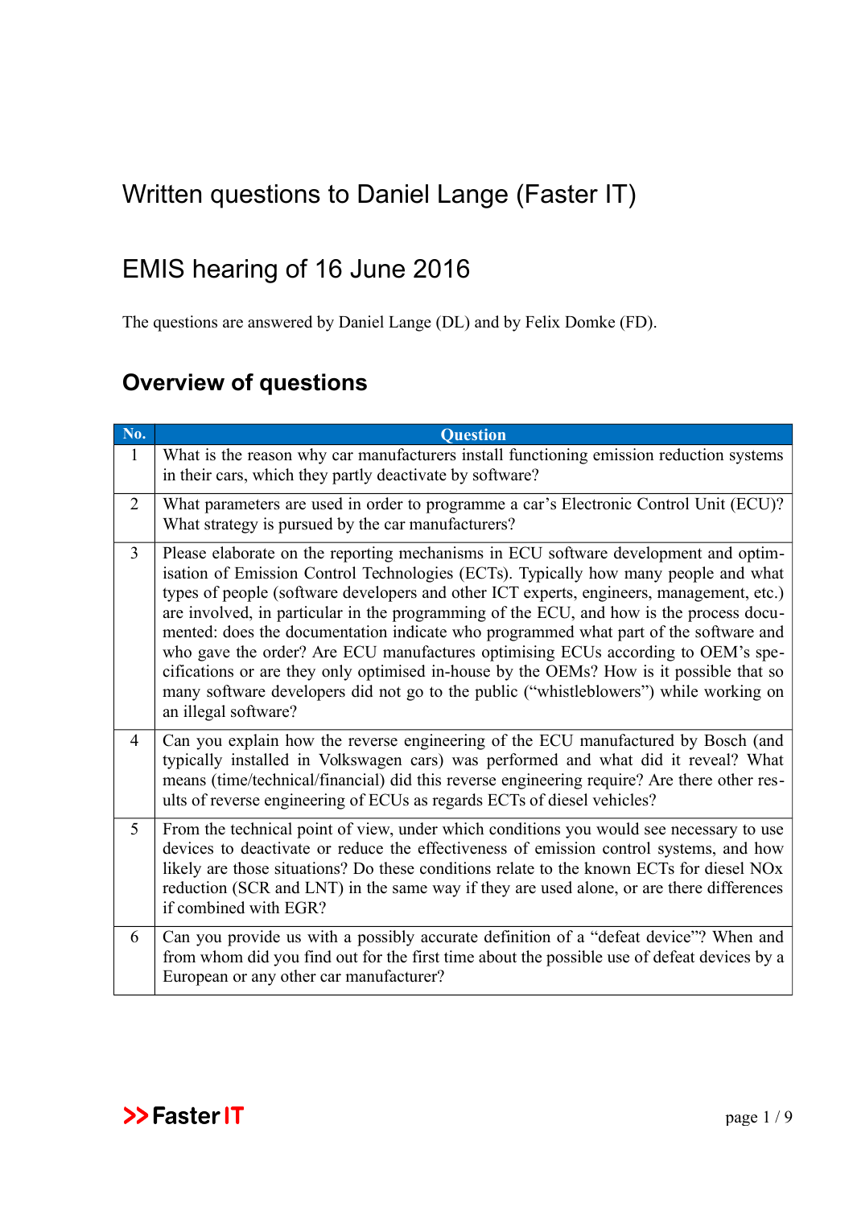# Written questions to Daniel Lange (Faster IT)

# EMIS hearing of 16 June 2016

The questions are answered by Daniel Lange (DL) and by Felix Domke (FD).

## Overview of questions

| No. | Question |
|---|---|
| 1 | What is the reason why car manufacturers install functioning emission reduction systems in their cars, which they partly deactivate by software? |
| 2 | What parameters are used in order to programme a car's Electronic Control Unit (ECU)? What strategy is pursued by the car manufacturers? |
| 3 | Please elaborate on the reporting mechanisms in ECU software development and optimisation of Emission Control Technologies (ECTs). Typically how many people and what types of people (software developers and other ICT experts, engineers, management, etc.) are involved, in particular in the programming of the ECU, and how is the process documented: does the documentation indicate who programmed what part of the software and who gave the order? Are ECU manufactures optimising ECUs according to OEM's specifications or are they only optimised in-house by the OEMs? How is it possible that so many software developers did not go to the public ("whistleblowers") while working on an illegal software? |
| 4 | Can you explain how the reverse engineering of the ECU manufactured by Bosch (and typically installed in Volkswagen cars) was performed and what did it reveal? What means (time/technical/financial) did this reverse engineering require? Are there other results of reverse engineering of ECUs as regards ECTs of diesel vehicles? |
| 5 | From the technical point of view, under which conditions you would see necessary to use devices to deactivate or reduce the effectiveness of emission control systems, and how likely are those situations? Do these conditions relate to the known ECTs for diesel NOx reduction (SCR and LNT) in the same way if they are used alone, or are there differences if combined with EGR? |
| 6 | Can you provide us with a possibly accurate definition of a "defeat device"? When and from whom did you find out for the first time about the possible use of defeat devices by a European or any other car manufacturer? |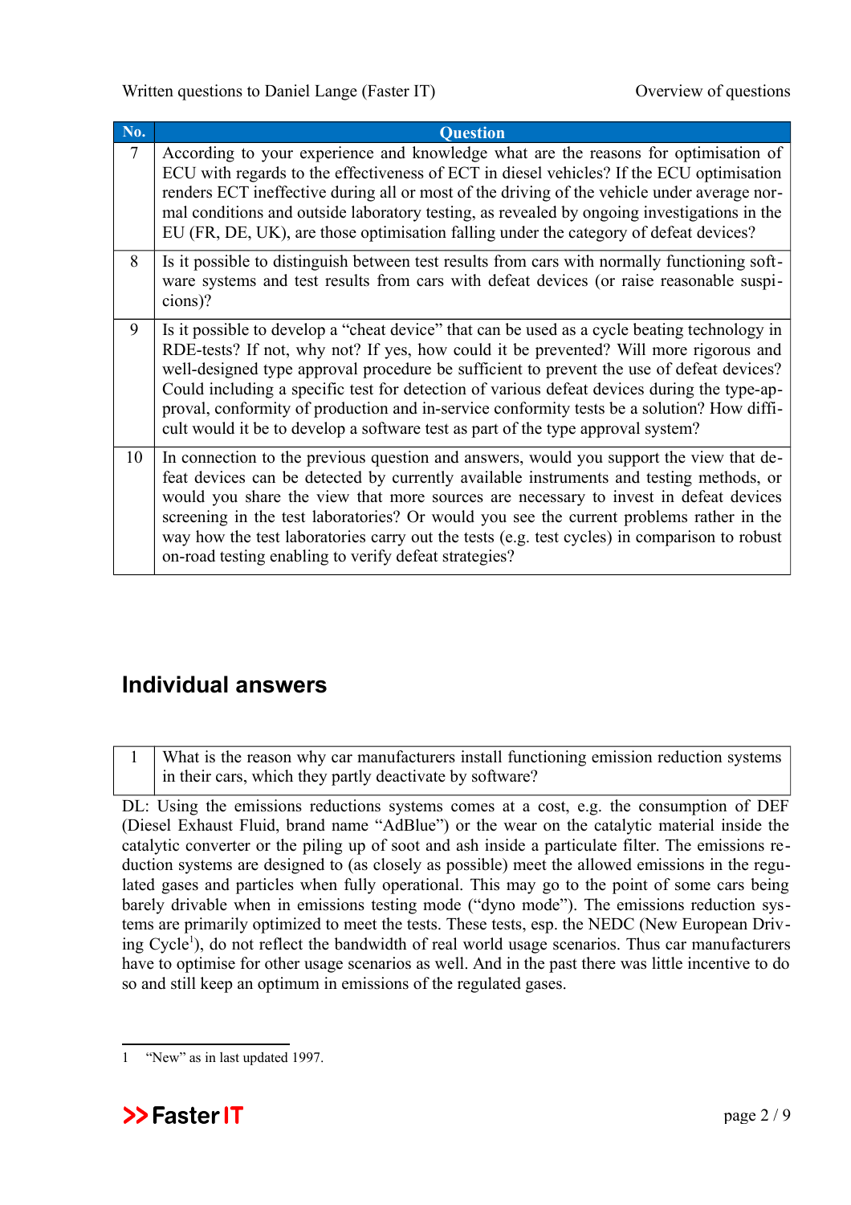| No. | Question |
|---|---|
| 7 | According to your experience and knowledge what are the reasons for optimisation of ECU with regards to the effectiveness of ECT in diesel vehicles? If the ECU optimisation renders ECT ineffective during all or most of the driving of the vehicle under average normal conditions and outside laboratory testing, as revealed by ongoing investigations in the EU (FR, DE, UK), are those optimisation falling under the category of defeat devices? |
| 8 | Is it possible to distinguish between test results from cars with normally functioning software systems and test results from cars with defeat devices (or raise reasonable suspicions)? |
| 9 | Is it possible to develop a "cheat device" that can be used as a cycle beating technology in RDE-tests? If not, why not? If yes, how could it be prevented? Will more rigorous and well-designed type approval procedure be sufficient to prevent the use of defeat devices? Could including a specific test for detection of various defeat devices during the type-approval, conformity of production and in-service conformity tests be a solution? How difficult would it be to develop a software test as part of the type approval system? |
| 10 | In connection to the previous question and answers, would you support the view that defeat devices can be detected by currently available instruments and testing methods, or would you share the view that more sources are necessary to invest in defeat devices screening in the test laboratories? Or would you see the current problems rather in the way how the test laboratories carry out the tests (e.g. test cycles) in comparison to robust on-road testing enabling to verify defeat strategies? |

## Individual answers

| 1 | What is the reason why car manufacturers install functioning emission reduction systems in their cars, which they partly deactivate by software? |
|---|---|

DL: Using the emissions reductions systems comes at a cost, e.g. the consumption of DEF (Diesel Exhaust Fluid, brand name "AdBlue") or the wear on the catalytic material inside the catalytic converter or the piling up of soot and ash inside a particulate filter. The emissions reduction systems are designed to (as closely as possible) meet the allowed emissions in the regulated gases and particles when fully operational. This may go to the point of some cars being barely drivable when in emissions testing mode ("dyno mode"). The emissions reduction systems are primarily optimized to meet the tests. These tests, esp. the NEDC (New European Driving Cycle[1]), do not reflect the bandwidth of real world usage scenarios. Thus car manufacturers have to optimise for other usage scenarios as well. And in the past there was little incentive to do so and still keep an optimum in emissions of the regulated gases.

1 "New" as in last updated 1997.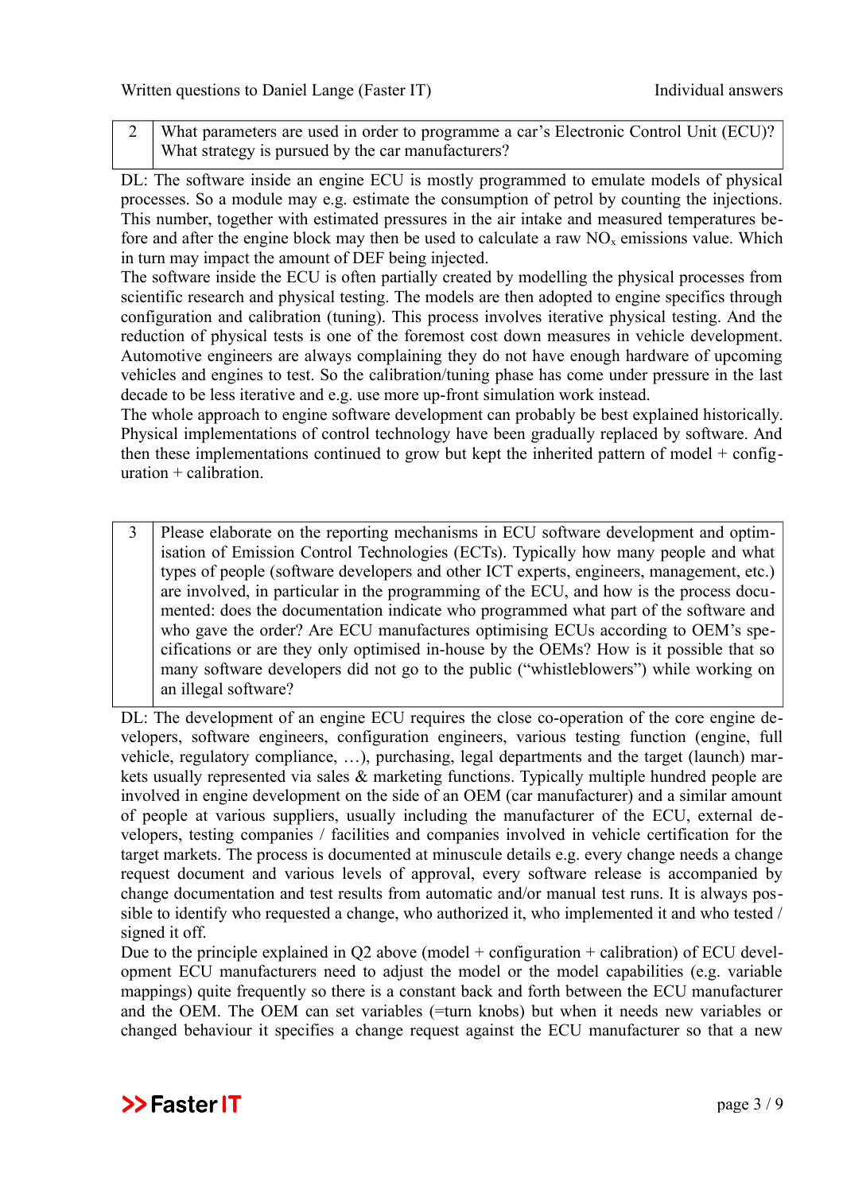| 2 | What parameters are used in order to programme a car's Electronic Control Unit (ECU)? What strategy is pursued by the car manufacturers? |
|---|---|

DL: The software inside an engine ECU is mostly programmed to emulate models of physical processes. So a module may e.g. estimate the consumption of petrol by counting the injections. This number, together with estimated pressures in the air intake and measured temperatures before and after the engine block may then be used to calculate a raw $NO_x$ emissions value. Which in turn may impact the amount of DEF being injected.

The software inside the ECU is often partially created by modelling the physical processes from scientific research and physical testing. The models are then adopted to engine specifics through configuration and calibration (tuning). This process involves iterative physical testing. And the reduction of physical tests is one of the foremost cost down measures in vehicle development. Automotive engineers are always complaining they do not have enough hardware of upcoming vehicles and engines to test. So the calibration/tuning phase has come under pressure in the last decade to be less iterative and e.g. use more up-front simulation work instead.

The whole approach to engine software development can probably be best explained historically. Physical implementations of control technology have been gradually replaced by software. And then these implementations continued to grow but kept the inherited pattern of model + configuration + calibration.

| 3 | Please elaborate on the reporting mechanisms in ECU software development and optimisation of Emission Control Technologies (ECTs). Typically how many people and what types of people (software developers and other ICT experts, engineers, management, etc.) are involved, in particular in the programming of the ECU, and how is the process documented: does the documentation indicate who programmed what part of the software and who gave the order? Are ECU manufactures optimising ECUs according to OEM's specifications or are they only optimised in-house by the OEMs? How is it possible that so many software developers did not go to the public ("whistleblowers") while working on an illegal software? |
|---|---|

DL: The development of an engine ECU requires the close co-operation of the core engine developers, software engineers, configuration engineers, various testing function (engine, full vehicle, regulatory compliance, …), purchasing, legal departments and the target (launch) markets usually represented via sales & marketing functions. Typically multiple hundred people are involved in engine development on the side of an OEM (car manufacturer) and a similar amount of people at various suppliers, usually including the manufacturer of the ECU, external developers, testing companies / facilities and companies involved in vehicle certification for the target markets. The process is documented at minuscule details e.g. every change needs a change request document and various levels of approval, every software release is accompanied by change documentation and test results from automatic and/or manual test runs. It is always possible to identify who requested a change, who authorized it, who implemented it and who tested / signed it off.

Due to the principle explained in Q2 above (model + configuration + calibration) of ECU development ECU manufacturers need to adjust the model or the model capabilities (e.g. variable mappings) quite frequently so there is a constant back and forth between the ECU manufacturer and the OEM. The OEM can set variables (=turn knobs) but when it needs new variables or changed behaviour it specifies a change request against the ECU manufacturer so that a new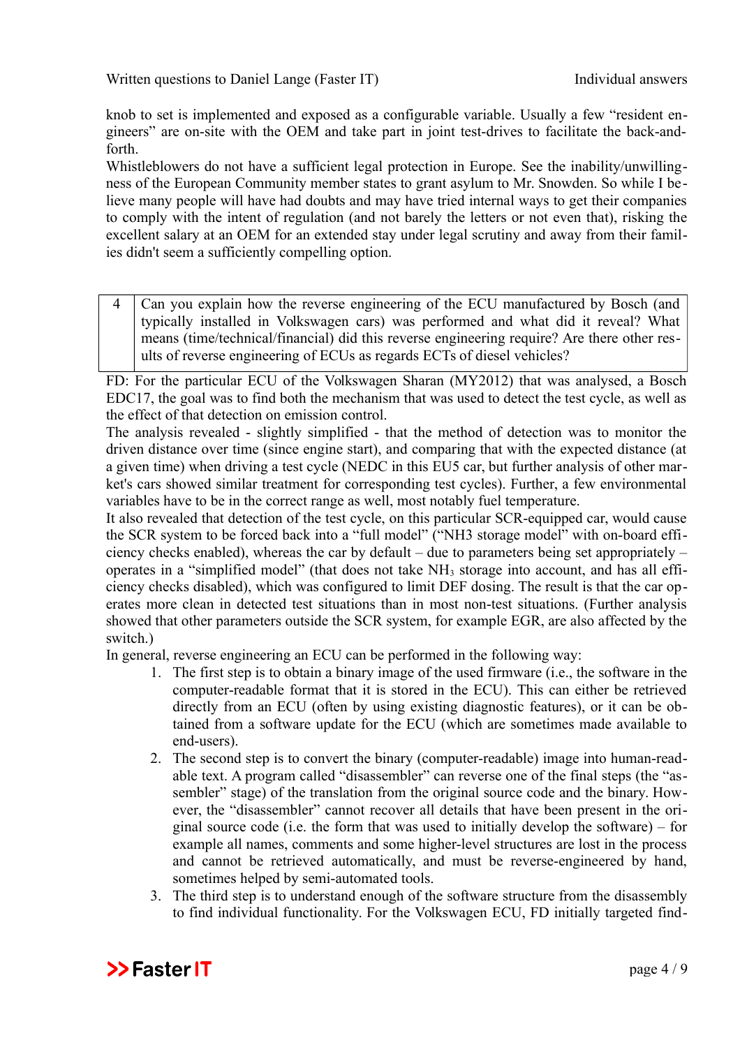knob to set is implemented and exposed as a configurable variable. Usually a few "resident engineers" are on-site with the OEM and take part in joint test-drives to facilitate the back-and-forth.

Whistleblowers do not have a sufficient legal protection in Europe. See the inability/unwillingness of the European Community member states to grant asylum to Mr. Snowden. So while I believe many people will have had doubts and may have tried internal ways to get their companies to comply with the intent of regulation (and not barely the letters or not even that), risking the excellent salary at an OEM for an extended stay under legal scrutiny and away from their families didn't seem a sufficiently compelling option.

| 4 | Can you explain how the reverse engineering of the ECU manufactured by Bosch (and typically installed in Volkswagen cars) was performed and what did it reveal? What means (time/technical/financial) did this reverse engineering require? Are there other results of reverse engineering of ECUs as regards ECTs of diesel vehicles? |
|---|---|

FD: For the particular ECU of the Volkswagen Sharan (MY2012) that was analysed, a Bosch EDC17, the goal was to find both the mechanism that was used to detect the test cycle, as well as the effect of that detection on emission control.

The analysis revealed - slightly simplified - that the method of detection was to monitor the driven distance over time (since engine start), and comparing that with the expected distance (at a given time) when driving a test cycle (NEDC in this EU5 car, but further analysis of other market's cars showed similar treatment for corresponding test cycles). Further, a few environmental variables have to be in the correct range as well, most notably fuel temperature.

It also revealed that detection of the test cycle, on this particular SCR-equipped car, would cause the SCR system to be forced back into a "full model" ("NH3 storage model" with on-board efficiency checks enabled), whereas the car by default – due to parameters being set appropriately – operates in a "simplified model" (that does not take $NH_3$ storage into account, and has all efficiency checks disabled), which was configured to limit DEF dosing. The result is that the car operates more clean in detected test situations than in most non-test situations. (Further analysis showed that other parameters outside the SCR system, for example EGR, are also affected by the switch.)

In general, reverse engineering an ECU can be performed in the following way:

1. The first step is to obtain a binary image of the used firmware (i.e., the software in the computer-readable format that it is stored in the ECU). This can either be retrieved directly from an ECU (often by using existing diagnostic features), or it can be obtained from a software update for the ECU (which are sometimes made available to end-users).
2. The second step is to convert the binary (computer-readable) image into human-readable text. A program called "disassembler" can reverse one of the final steps (the "assembler" stage) of the translation from the original source code and the binary. However, the "disassembler" cannot recover all details that have been present in the original source code (i.e. the form that was used to initially develop the software) – for example all names, comments and some higher-level structures are lost in the process and cannot be retrieved automatically, and must be reverse-engineered by hand, sometimes helped by semi-automated tools.
3. The third step is to understand enough of the software structure from the disassembly to find individual functionality. For the Volkswagen ECU, FD initially targeted find-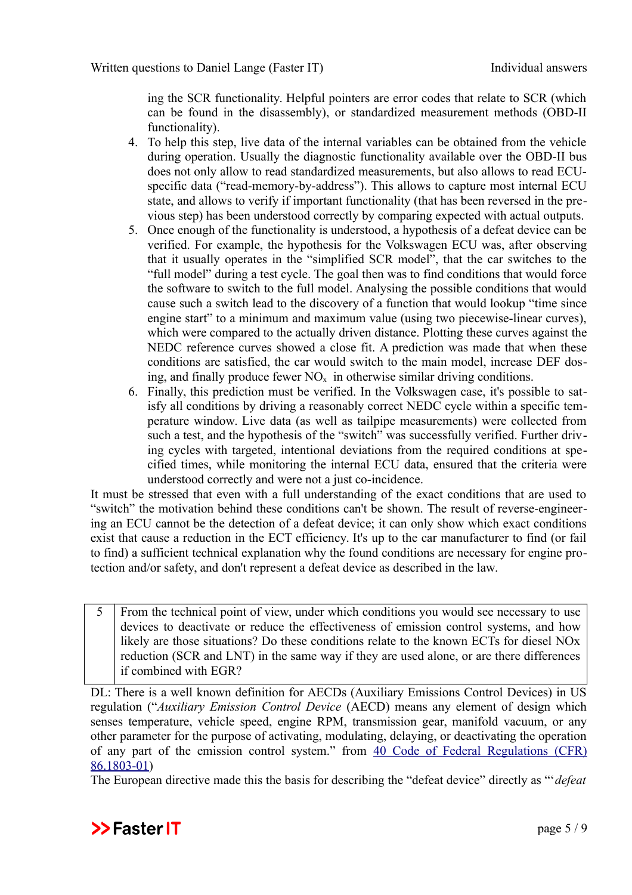ing the SCR functionality. Helpful pointers are error codes that relate to SCR (which can be found in the disassembly), or standardized measurement methods (OBD-II functionality).

4. To help this step, live data of the internal variables can be obtained from the vehicle during operation. Usually the diagnostic functionality available over the OBD-II bus does not only allow to read standardized measurements, but also allows to read ECU-specific data ("read-memory-by-address"). This allows to capture most internal ECU state, and allows to verify if important functionality (that has been reversed in the previous step) has been understood correctly by comparing expected with actual outputs.
5. Once enough of the functionality is understood, a hypothesis of a defeat device can be verified. For example, the hypothesis for the Volkswagen ECU was, after observing that it usually operates in the "simplified SCR model", that the car switches to the "full model" during a test cycle. The goal then was to find conditions that would force the software to switch to the full model. Analysing the possible conditions that would cause such a switch lead to the discovery of a function that would lookup "time since engine start" to a minimum and maximum value (using two piecewise-linear curves), which were compared to the actually driven distance. Plotting these curves against the NEDC reference curves showed a close fit. A prediction was made that when these conditions are satisfied, the car would switch to the main model, increase DEF dosing, and finally produce fewer $NO_x$ in otherwise similar driving conditions.
6. Finally, this prediction must be verified. In the Volkswagen case, it's possible to satisfy all conditions by driving a reasonably correct NEDC cycle within a specific temperature window. Live data (as well as tailpipe measurements) were collected from such a test, and the hypothesis of the "switch" was successfully verified. Further driving cycles with targeted, intentional deviations from the required conditions at specified times, while monitoring the internal ECU data, ensured that the criteria were understood correctly and were not a just co-incidence.

It must be stressed that even with a full understanding of the exact conditions that are used to "switch" the motivation behind these conditions can't be shown. The result of reverse-engineering an ECU cannot be the detection of a defeat device; it can only show which exact conditions exist that cause a reduction in the ECT efficiency. It's up to the car manufacturer to find (or fail to find) a sufficient technical explanation why the found conditions are necessary for engine protection and/or safety, and don't represent a defeat device as described in the law.

| 5 | From the technical point of view, under which conditions you would see necessary to use devices to deactivate or reduce the effectiveness of emission control systems, and how likely are those situations? Do these conditions relate to the known ECTs for diesel NOx reduction (SCR and LNT) in the same way if they are used alone, or are there differences if combined with EGR? |
|---|---|

DL: There is a well known definition for AECDs (Auxiliary Emissions Control Devices) in US regulation ("*Auxiliary Emission Control Device* (AECD) means any element of design which senses temperature, vehicle speed, engine RPM, transmission gear, manifold vacuum, or any other parameter for the purpose of activating, modulating, delaying, or deactivating the operation of any part of the emission control system." from [40 Code of Federal Regulations (CFR) 86.1803-01](40 Code of Federal Regulations (CFR) 86.1803-01))

The European directive made this the basis for describing the "defeat device" directly as "'*defeat*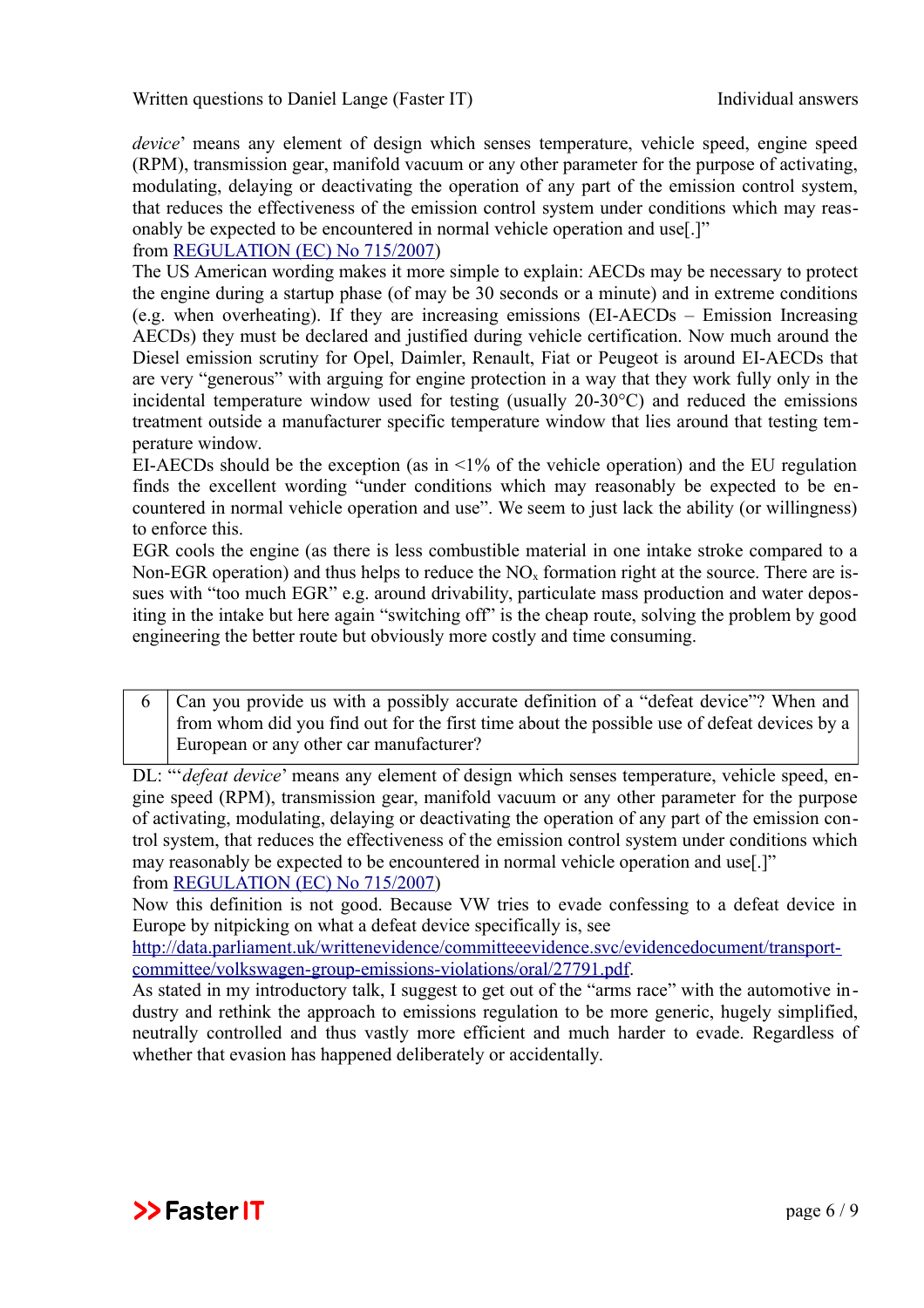*device*' means any element of design which senses temperature, vehicle speed, engine speed (RPM), transmission gear, manifold vacuum or any other parameter for the purpose of activating, modulating, delaying or deactivating the operation of any part of the emission control system, that reduces the effectiveness of the emission control system under conditions which may reasonably be expected to be encountered in normal vehicle operation and use[.]"
from [REGULATION (EC) No 715/2007](#)

The US American wording makes it more simple to explain: AECDs may be necessary to protect the engine during a startup phase (of may be 30 seconds or a minute) and in extreme conditions (e.g. when overheating). If they are increasing emissions (EI-AECDs – Emission Increasing AECDs) they must be declared and justified during vehicle certification. Now much around the Diesel emission scrutiny for Opel, Daimler, Renault, Fiat or Peugeot is around EI-AECDs that are very "generous" with arguing for engine protection in a way that they work fully only in the incidental temperature window used for testing (usually 20-30°C) and reduced the emissions treatment outside a manufacturer specific temperature window that lies around that testing temperature window.

EI-AECDs should be the exception (as in <1% of the vehicle operation) and the EU regulation finds the excellent wording "under conditions which may reasonably be expected to be encountered in normal vehicle operation and use". We seem to just lack the ability (or willingness) to enforce this.

EGR cools the engine (as there is less combustible material in one intake stroke compared to a Non-EGR operation) and thus helps to reduce the $NO_x$ formation right at the source. There are issues with "too much EGR" e.g. around drivability, particulate mass production and water depositing in the intake but here again "switching off" is the cheap route, solving the problem by good engineering the better route but obviously more costly and time consuming.

| 6 | Can you provide us with a possibly accurate definition of a "defeat device"? When and from whom did you find out for the first time about the possible use of defeat devices by a European or any other car manufacturer? |
|---|---|

DL: "'*defeat device*' means any element of design which senses temperature, vehicle speed, engine speed (RPM), transmission gear, manifold vacuum or any other parameter for the purpose of activating, modulating, delaying or deactivating the operation of any part of the emission control system, that reduces the effectiveness of the emission control system under conditions which may reasonably be expected to be encountered in normal vehicle operation and use[.]"
from [REGULATION (EC) No 715/2007](#)

Now this definition is not good. Because VW tries to evade confessing to a defeat device in Europe by nitpicking on what a defeat device specifically is, see
[http://data.parliament.uk/writtenevidence/committeeevidence.svc/evidencedocument/transport-committee/volkswagen-group-emissions-violations/oral/27791.pdf](http://data.parliament.uk/writtenevidence/committeeevidence.svc/evidencedocument/transport-committee/volkswagen-group-emissions-violations/oral/27791.pdf).

As stated in my introductory talk, I suggest to get out of the "arms race" with the automotive industry and rethink the approach to emissions regulation to be more generic, hugely simplified, neutrally controlled and thus vastly more efficient and much harder to evade. Regardless of whether that evasion has happened deliberately or accidentally.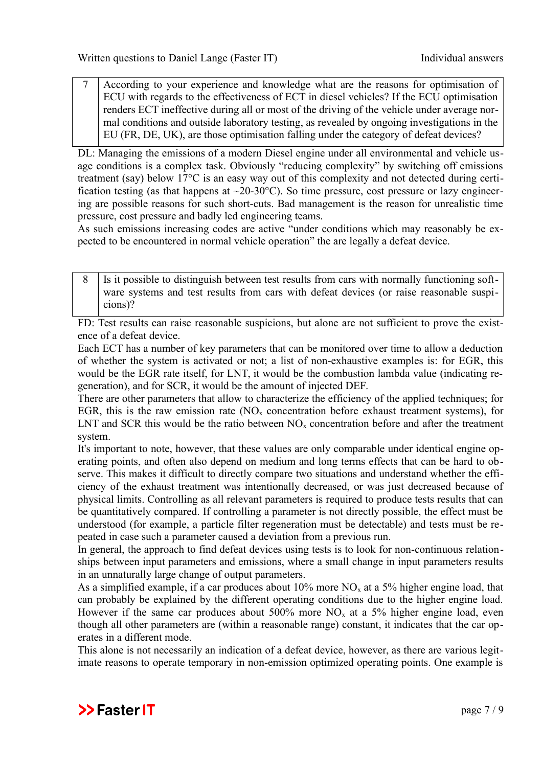| 7 | According to your experience and knowledge what are the reasons for optimisation of ECU with regards to the effectiveness of ECT in diesel vehicles? If the ECU optimisation renders ECT ineffective during all or most of the driving of the vehicle under average normal conditions and outside laboratory testing, as revealed by ongoing investigations in the EU (FR, DE, UK), are those optimisation falling under the category of defeat devices? |
|---|---|

DL: Managing the emissions of a modern Diesel engine under all environmental and vehicle usage conditions is a complex task. Obviously "reducing complexity" by switching off emissions treatment (say) below 17°C is an easy way out of this complexity and not detected during certification testing (as that happens at ~20-30°C). So time pressure, cost pressure or lazy engineering are possible reasons for such short-cuts. Bad management is the reason for unrealistic time pressure, cost pressure and badly led engineering teams.
As such emissions increasing codes are active "under conditions which may reasonably be expected to be encountered in normal vehicle operation" the are legally a defeat device.

| 8 | Is it possible to distinguish between test results from cars with normally functioning software systems and test results from cars with defeat devices (or raise reasonable suspicions)? |
|---|---|

FD: Test results can raise reasonable suspicions, but alone are not sufficient to prove the existence of a defeat device.
Each ECT has a number of key parameters that can be monitored over time to allow a deduction of whether the system is activated or not; a list of non-exhaustive examples is: for EGR, this would be the EGR rate itself, for LNT, it would be the combustion lambda value (indicating regeneration), and for SCR, it would be the amount of injected DEF.
There are other parameters that allow to characterize the efficiency of the applied techniques; for EGR, this is the raw emission rate ($NO_x$ concentration before exhaust treatment systems), for LNT and SCR this would be the ratio between $NO_x$ concentration before and after the treatment system.
It's important to note, however, that these values are only comparable under identical engine operating points, and often also depend on medium and long terms effects that can be hard to observe. This makes it difficult to directly compare two situations and understand whether the efficiency of the exhaust treatment was intentionally decreased, or was just decreased because of physical limits. Controlling as all relevant parameters is required to produce tests results that can be quantitatively compared. If controlling a parameter is not directly possible, the effect must be understood (for example, a particle filter regeneration must be detectable) and tests must be repeated in case such a parameter caused a deviation from a previous run.
In general, the approach to find defeat devices using tests is to look for non-continuous relationships between input parameters and emissions, where a small change in input parameters results in an unnaturally large change of output parameters.
As a simplified example, if a car produces about 10% more $NO_x$ at a 5% higher engine load, that can probably be explained by the different operating conditions due to the higher engine load. However if the same car produces about 500% more $NO_x$ at a 5% higher engine load, even though all other parameters are (within a reasonable range) constant, it indicates that the car operates in a different mode.
This alone is not necessarily an indication of a defeat device, however, as there are various legitimate reasons to operate temporary in non-emission optimized operating points. One example is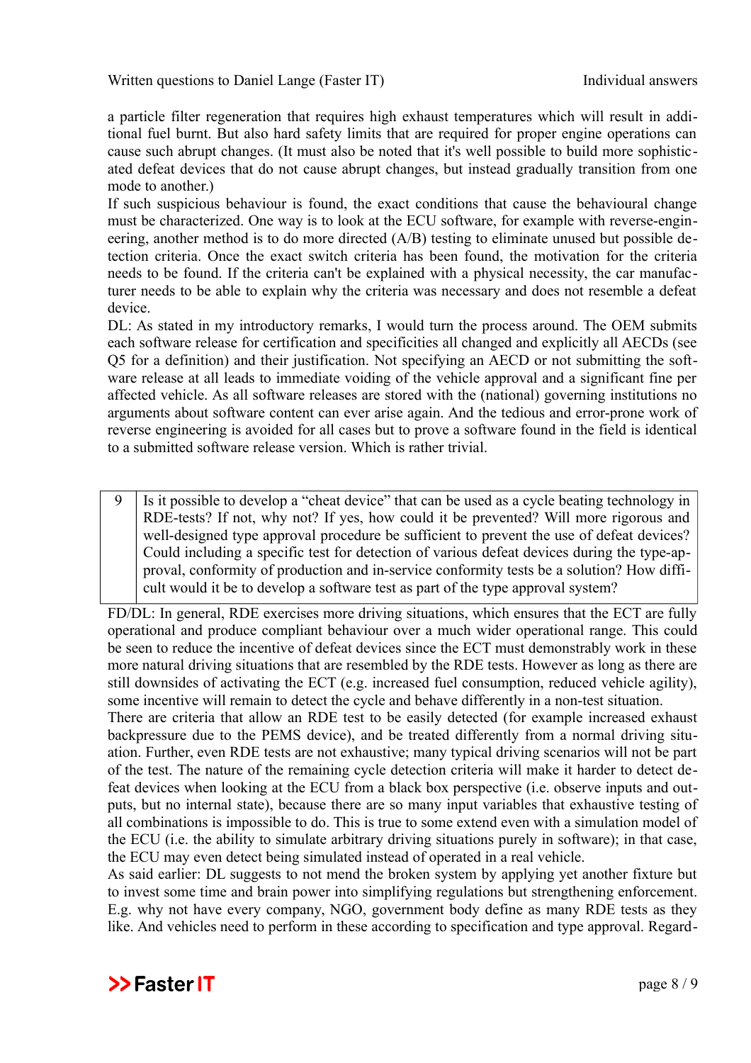a particle filter regeneration that requires high exhaust temperatures which will result in additional fuel burnt. But also hard safety limits that are required for proper engine operations can cause such abrupt changes. (It must also be noted that it's well possible to build more sophisticated defeat devices that do not cause abrupt changes, but instead gradually transition from one mode to another.)

If such suspicious behaviour is found, the exact conditions that cause the behavioural change must be characterized. One way is to look at the ECU software, for example with reverse-engineering, another method is to do more directed (A/B) testing to eliminate unused but possible detection criteria. Once the exact switch criteria has been found, the motivation for the criteria needs to be found. If the criteria can't be explained with a physical necessity, the car manufacturer needs to be able to explain why the criteria was necessary and does not resemble a defeat device.

DL: As stated in my introductory remarks, I would turn the process around. The OEM submits each software release for certification and specificities all changed and explicitly all AECDs (see Q5 for a definition) and their justification. Not specifying an AECD or not submitting the software release at all leads to immediate voiding of the vehicle approval and a significant fine per affected vehicle. As all software releases are stored with the (national) governing institutions no arguments about software content can ever arise again. And the tedious and error-prone work of reverse engineering is avoided for all cases but to prove a software found in the field is identical to a submitted software release version. Which is rather trivial.

| 9 | Is it possible to develop a “cheat device” that can be used as a cycle beating technology in RDE-tests? If not, why not? If yes, how could it be prevented? Will more rigorous and well-designed type approval procedure be sufficient to prevent the use of defeat devices? Could including a specific test for detection of various defeat devices during the type-approval, conformity of production and in-service conformity tests be a solution? How difficult would it be to develop a software test as part of the type approval system? |
|---|---|

FD/DL: In general, RDE exercises more driving situations, which ensures that the ECT are fully operational and produce compliant behaviour over a much wider operational range. This could be seen to reduce the incentive of defeat devices since the ECT must demonstrably work in these more natural driving situations that are resembled by the RDE tests. However as long as there are still downsides of activating the ECT (e.g. increased fuel consumption, reduced vehicle agility), some incentive will remain to detect the cycle and behave differently in a non-test situation.

There are criteria that allow an RDE test to be easily detected (for example increased exhaust backpressure due to the PEMS device), and be treated differently from a normal driving situation. Further, even RDE tests are not exhaustive; many typical driving scenarios will not be part of the test. The nature of the remaining cycle detection criteria will make it harder to detect defeat devices when looking at the ECU from a black box perspective (i.e. observe inputs and outputs, but no internal state), because there are so many input variables that exhaustive testing of all combinations is impossible to do. This is true to some extend even with a simulation model of the ECU (i.e. the ability to simulate arbitrary driving situations purely in software); in that case, the ECU may even detect being simulated instead of operated in a real vehicle.

As said earlier: DL suggests to not mend the broken system by applying yet another fixture but to invest some time and brain power into simplifying regulations but strengthening enforcement. E.g. why not have every company, NGO, government body define as many RDE tests as they like. And vehicles need to perform in these according to specification and type approval. Regard-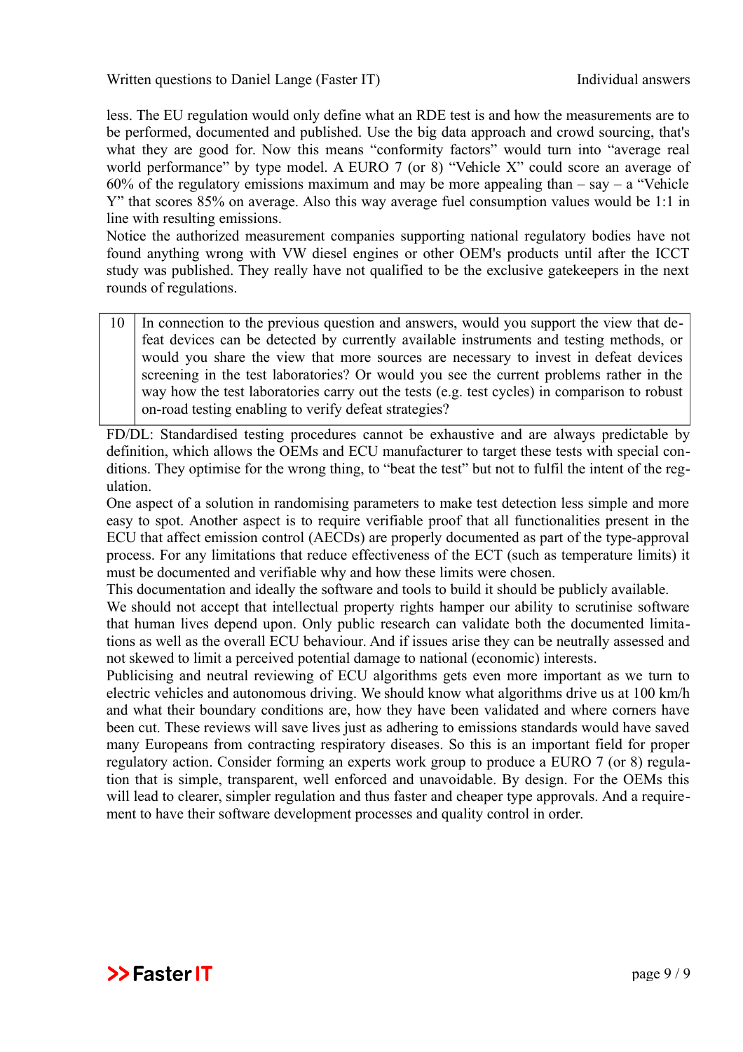less. The EU regulation would only define what an RDE test is and how the measurements are to be performed, documented and published. Use the big data approach and crowd sourcing, that's what they are good for. Now this means "conformity factors" would turn into "average real world performance" by type model. A EURO 7 (or 8) "Vehicle X" could score an average of 60% of the regulatory emissions maximum and may be more appealing than – say – a "Vehicle Y" that scores 85% on average. Also this way average fuel consumption values would be 1:1 in line with resulting emissions.

Notice the authorized measurement companies supporting national regulatory bodies have not found anything wrong with VW diesel engines or other OEM's products until after the ICCT study was published. They really have not qualified to be the exclusive gatekeepers in the next rounds of regulations.

| | |
|---|---|
| 10 | In connection to the previous question and answers, would you support the view that defeat devices can be detected by currently available instruments and testing methods, or would you share the view that more sources are necessary to invest in defeat devices screening in the test laboratories? Or would you see the current problems rather in the way how the test laboratories carry out the tests (e.g. test cycles) in comparison to robust on-road testing enabling to verify defeat strategies? |

FD/DL: Standardised testing procedures cannot be exhaustive and are always predictable by definition, which allows the OEMs and ECU manufacturer to target these tests with special conditions. They optimise for the wrong thing, to "beat the test" but not to fulfil the intent of the regulation.

One aspect of a solution in randomising parameters to make test detection less simple and more easy to spot. Another aspect is to require verifiable proof that all functionalities present in the ECU that affect emission control (AECDs) are properly documented as part of the type-approval process. For any limitations that reduce effectiveness of the ECT (such as temperature limits) it must be documented and verifiable why and how these limits were chosen.

This documentation and ideally the software and tools to build it should be publicly available.

We should not accept that intellectual property rights hamper our ability to scrutinise software that human lives depend upon. Only public research can validate both the documented limitations as well as the overall ECU behaviour. And if issues arise they can be neutrally assessed and not skewed to limit a perceived potential damage to national (economic) interests.

Publicising and neutral reviewing of ECU algorithms gets even more important as we turn to electric vehicles and autonomous driving. We should know what algorithms drive us at 100 km/h and what their boundary conditions are, how they have been validated and where corners have been cut. These reviews will save lives just as adhering to emissions standards would have saved many Europeans from contracting respiratory diseases. So this is an important field for proper regulatory action. Consider forming an experts work group to produce a EURO 7 (or 8) regulation that is simple, transparent, well enforced and unavoidable. By design. For the OEMs this will lead to clearer, simpler regulation and thus faster and cheaper type approvals. And a requirement to have their software development processes and quality control in order.